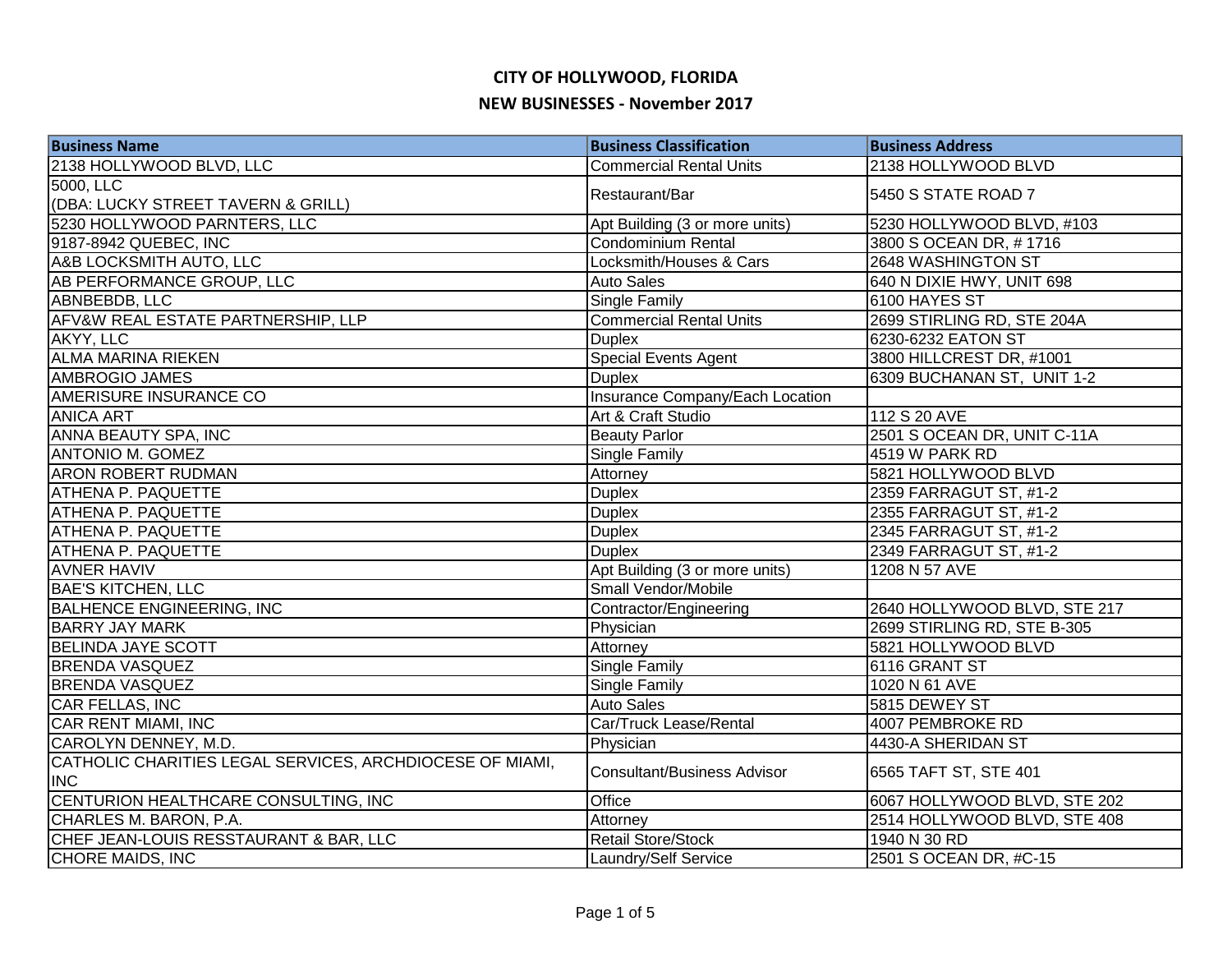# CITY OF HOLLYWOOD, FLORIDA

## NEW BUSINESSES - November 2017

| Business Name | Business Classification | Business Address |
|---|---|---|
| 2138 HOLLYWOOD BLVD, LLC | Commercial Rental Units | 2138 HOLLYWOOD BLVD |
| 5000, LLC (DBA: LUCKY STREET TAVERN & GRILL) | Restaurant/Bar | 5450 S STATE ROAD 7 |
| 5230 HOLLYWOOD PARNTERS, LLC | Apt Building (3 or more units) | 5230 HOLLYWOOD BLVD, #103 |
| 9187-8942 QUEBEC, INC | Condominium Rental | 3800 S OCEAN DR, # 1716 |
| A&B LOCKSMITH AUTO, LLC | Locksmith/Houses & Cars | 2648 WASHINGTON ST |
| AB PERFORMANCE GROUP, LLC | Auto Sales | 640 N DIXIE HWY, UNIT 698 |
| ABNBEBDB, LLC | Single Family | 6100 HAYES ST |
| AFV&W REAL ESTATE PARTNERSHIP, LLP | Commercial Rental Units | 2699 STIRLING RD, STE 204A |
| AKYY, LLC | Duplex | 6230-6232 EATON ST |
| ALMA MARINA RIEKEN | Special Events Agent | 3800 HILLCREST DR, #1001 |
| AMBROGIO JAMES | Duplex | 6309 BUCHANAN ST, UNIT 1-2 |
| AMERISURE INSURANCE CO | Insurance Company/Each Location | |
| ANICA ART | Art & Craft Studio | 112 S 20 AVE |
| ANNA BEAUTY SPA, INC | Beauty Parlor | 2501 S OCEAN DR, UNIT C-11A |
| ANTONIO M. GOMEZ | Single Family | 4519 W PARK RD |
| ARON ROBERT RUDMAN | Attorney | 5821 HOLLYWOOD BLVD |
| ATHENA P. PAQUETTE | Duplex | 2359 FARRAGUT ST, #1-2 |
| ATHENA P. PAQUETTE | Duplex | 2355 FARRAGUT ST, #1-2 |
| ATHENA P. PAQUETTE | Duplex | 2345 FARRAGUT ST, #1-2 |
| ATHENA P. PAQUETTE | Duplex | 2349 FARRAGUT ST, #1-2 |
| AVNER HAVIV | Apt Building (3 or more units) | 1208 N 57 AVE |
| BAE'S KITCHEN, LLC | Small Vendor/Mobile | |
| BALHENCE ENGINEERING, INC | Contractor/Engineering | 2640 HOLLYWOOD BLVD, STE 217 |
| BARRY JAY MARK | Physician | 2699 STIRLING RD, STE B-305 |
| BELINDA JAYE SCOTT | Attorney | 5821 HOLLYWOOD BLVD |
| BRENDA VASQUEZ | Single Family | 6116 GRANT ST |
| BRENDA VASQUEZ | Single Family | 1020 N 61 AVE |
| CAR FELLAS, INC | Auto Sales | 5815 DEWEY ST |
| CAR RENT MIAMI, INC | Car/Truck Lease/Rental | 4007 PEMBROKE RD |
| CAROLYN DENNEY, M.D. | Physician | 4430-A SHERIDAN ST |
| CATHOLIC CHARITIES LEGAL SERVICES, ARCHDIOCESE OF MIAMI, INC | Consultant/Business Advisor | 6565 TAFT ST, STE 401 |
| CENTURION HEALTHCARE CONSULTING, INC | Office | 6067 HOLLYWOOD BLVD, STE 202 |
| CHARLES M. BARON, P.A. | Attorney | 2514 HOLLYWOOD BLVD, STE 408 |
| CHEF JEAN-LOUIS RESSTAURANT & BAR, LLC | Retail Store/Stock | 1940 N 30 RD |
| CHORE MAIDS, INC | Laundry/Self Service | 2501 S OCEAN DR, #C-15 |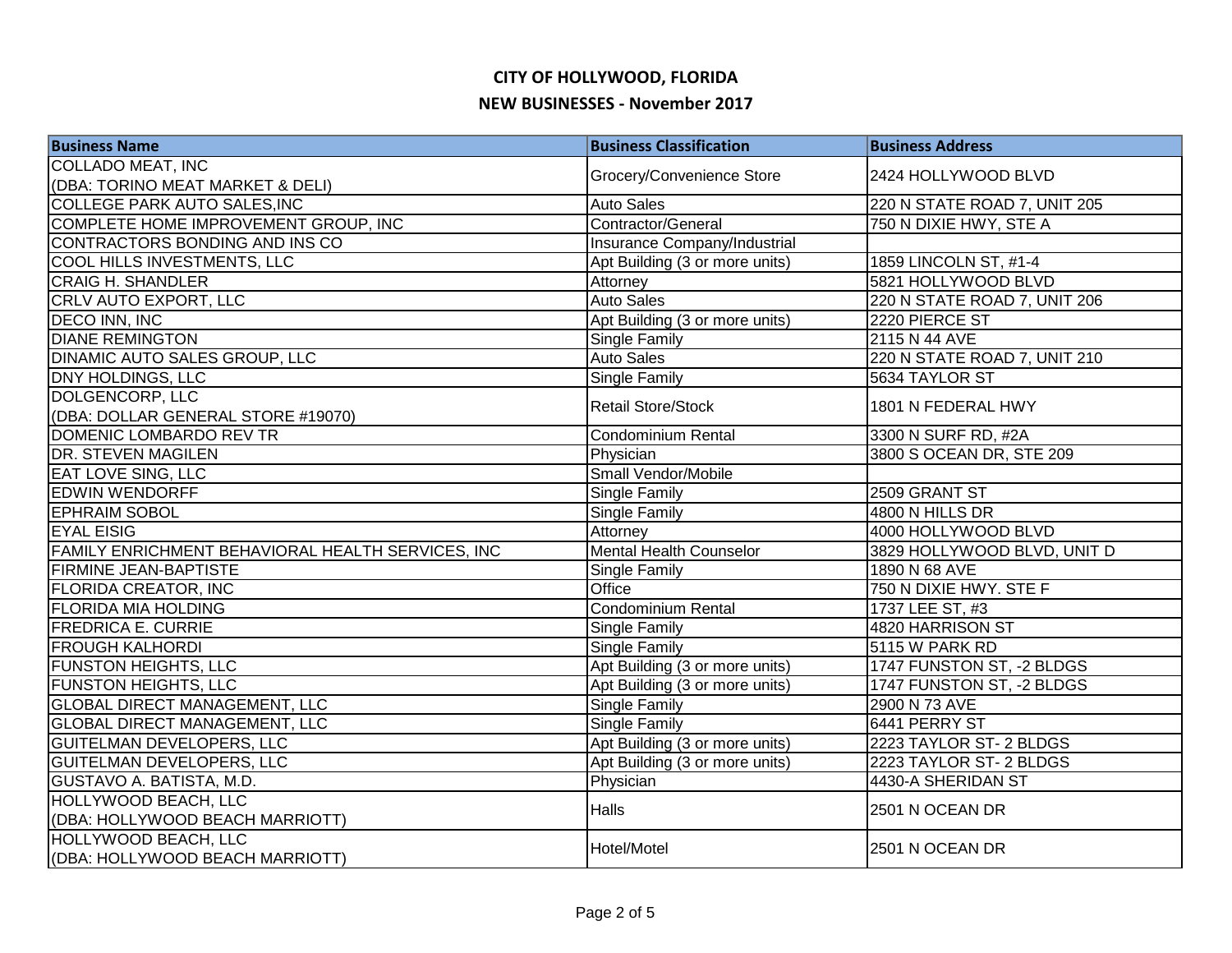# CITY OF HOLLYWOOD, FLORIDA

## NEW BUSINESSES - November 2017

| Business Name | Business Classification | Business Address |
|---|---|---|
| COLLADO MEAT, INC (DBA: TORINO MEAT MARKET & DELI) | Grocery/Convenience Store | 2424 HOLLYWOOD BLVD |
| COLLEGE PARK AUTO SALES,INC | Auto Sales | 220 N STATE ROAD 7, UNIT 205 |
| COMPLETE HOME IMPROVEMENT GROUP, INC | Contractor/General | 750 N DIXIE HWY, STE A |
| CONTRACTORS BONDING AND INS CO | Insurance Company/Industrial | |
| COOL HILLS INVESTMENTS, LLC | Apt Building (3 or more units) | 1859 LINCOLN ST, #1-4 |
| CRAIG H. SHANDLER | Attorney | 5821 HOLLYWOOD BLVD |
| CRLV AUTO EXPORT, LLC | Auto Sales | 220 N STATE ROAD 7, UNIT 206 |
| DECO INN, INC | Apt Building (3 or more units) | 2220 PIERCE ST |
| DIANE REMINGTON | Single Family | 2115 N 44 AVE |
| DINAMIC AUTO SALES GROUP, LLC | Auto Sales | 220 N STATE ROAD 7, UNIT 210 |
| DNY HOLDINGS, LLC | Single Family | 5634 TAYLOR ST |
| DOLGENCORP, LLC (DBA: DOLLAR GENERAL STORE #19070) | Retail Store/Stock | 1801 N FEDERAL HWY |
| DOMENIC LOMBARDO REV TR | Condominium Rental | 3300 N SURF RD, #2A |
| DR. STEVEN MAGILEN | Physician | 3800 S OCEAN DR, STE 209 |
| EAT LOVE SING, LLC | Small Vendor/Mobile | |
| EDWIN WENDORFF | Single Family | 2509 GRANT ST |
| EPHRAIM SOBOL | Single Family | 4800 N HILLS DR |
| EYAL EISIG | Attorney | 4000 HOLLYWOOD BLVD |
| FAMILY ENRICHMENT BEHAVIORAL HEALTH SERVICES, INC | Mental Health Counselor | 3829 HOLLYWOOD BLVD, UNIT D |
| FIRMINE JEAN-BAPTISTE | Single Family | 1890 N 68 AVE |
| FLORIDA CREATOR, INC | Office | 750 N DIXIE HWY. STE F |
| FLORIDA MIA HOLDING | Condominium Rental | 1737 LEE ST, #3 |
| FREDRICA E. CURRIE | Single Family | 4820 HARRISON ST |
| FROUGH KALHORDI | Single Family | 5115 W PARK RD |
| FUNSTON HEIGHTS, LLC | Apt Building (3 or more units) | 1747 FUNSTON ST, -2 BLDGS |
| FUNSTON HEIGHTS, LLC | Apt Building (3 or more units) | 1747 FUNSTON ST, -2 BLDGS |
| GLOBAL DIRECT MANAGEMENT, LLC | Single Family | 2900 N 73 AVE |
| GLOBAL DIRECT MANAGEMENT, LLC | Single Family | 6441 PERRY ST |
| GUITELMAN DEVELOPERS, LLC | Apt Building (3 or more units) | 2223 TAYLOR ST- 2 BLDGS |
| GUITELMAN DEVELOPERS, LLC | Apt Building (3 or more units) | 2223 TAYLOR ST- 2 BLDGS |
| GUSTAVO A. BATISTA, M.D. | Physician | 4430-A SHERIDAN ST |
| HOLLYWOOD BEACH, LLC (DBA: HOLLYWOOD BEACH MARRIOTT) | Halls | 2501 N OCEAN DR |
| HOLLYWOOD BEACH, LLC (DBA: HOLLYWOOD BEACH MARRIOTT) | Hotel/Motel | 2501 N OCEAN DR |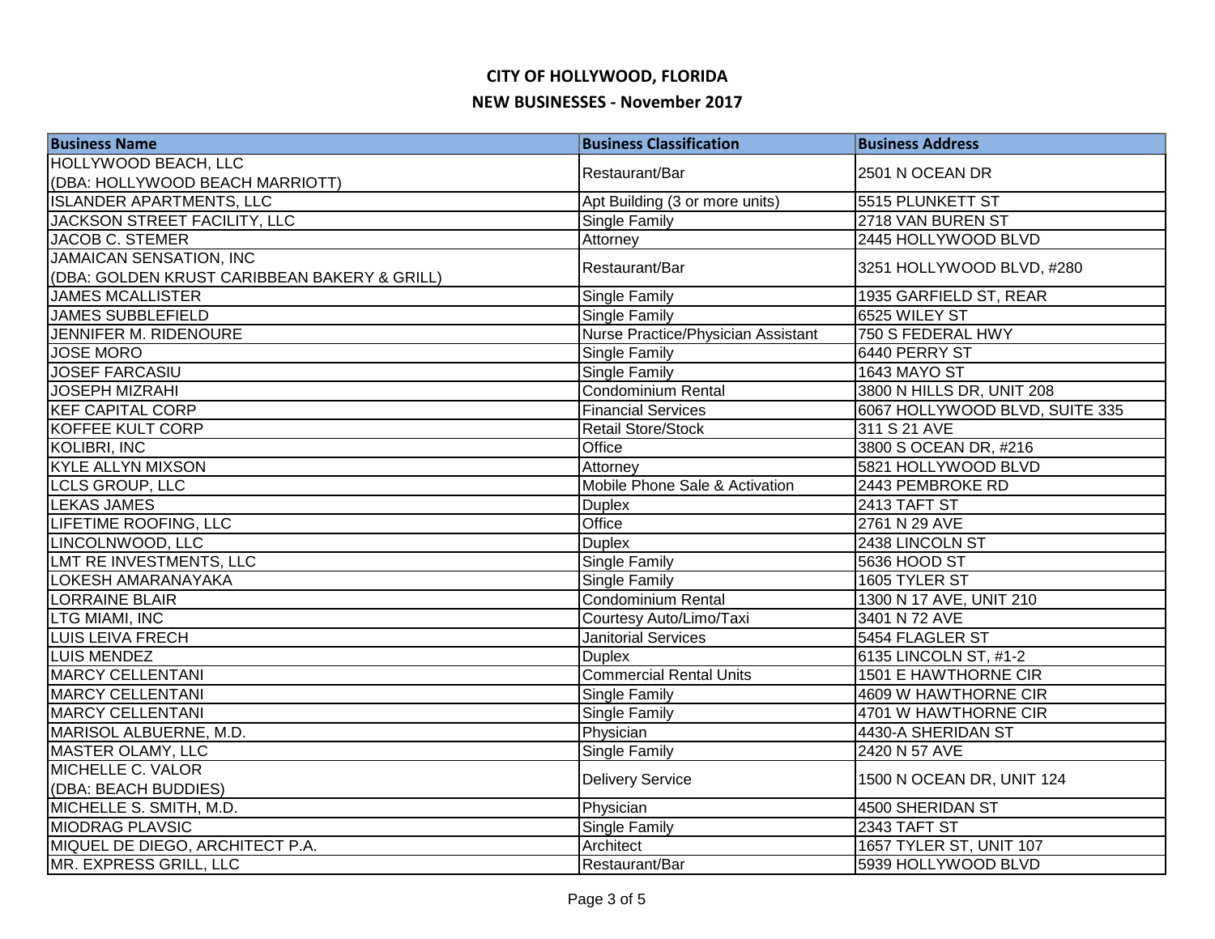# CITY OF HOLLYWOOD, FLORIDA

## NEW BUSINESSES - November 2017

| Business Name | Business Classification | Business Address |
|---|---|---|
| HOLLYWOOD BEACH, LLC (DBA: HOLLYWOOD BEACH MARRIOTT) | Restaurant/Bar | 2501 N OCEAN DR |
| ISLANDER APARTMENTS, LLC | Apt Building (3 or more units) | 5515 PLUNKETT ST |
| JACKSON STREET FACILITY, LLC | Single Family | 2718 VAN BUREN ST |
| JACOB C. STEMER | Attorney | 2445 HOLLYWOOD BLVD |
| JAMAICAN SENSATION, INC (DBA: GOLDEN KRUST CARIBBEAN BAKERY & GRILL) | Restaurant/Bar | 3251 HOLLYWOOD BLVD, #280 |
| JAMES MCALLISTER | Single Family | 1935 GARFIELD ST, REAR |
| JAMES SUBBLEFIELD | Single Family | 6525 WILEY ST |
| JENNIFER M. RIDENOURE | Nurse Practice/Physician Assistant | 750 S FEDERAL HWY |
| JOSE MORO | Single Family | 6440 PERRY ST |
| JOSEF FARCASIU | Single Family | 1643 MAYO ST |
| JOSEPH MIZRAHI | Condominium Rental | 3800 N HILLS DR, UNIT 208 |
| KEF CAPITAL CORP | Financial Services | 6067 HOLLYWOOD BLVD, SUITE 335 |
| KOFFEE KULT CORP | Retail Store/Stock | 311 S 21 AVE |
| KOLIBRI, INC | Office | 3800 S OCEAN DR, #216 |
| KYLE ALLYN MIXSON | Attorney | 5821 HOLLYWOOD BLVD |
| LCLS GROUP, LLC | Mobile Phone Sale & Activation | 2443 PEMBROKE RD |
| LEKAS JAMES | Duplex | 2413 TAFT ST |
| LIFETIME ROOFING, LLC | Office | 2761 N 29 AVE |
| LINCOLNWOOD, LLC | Duplex | 2438 LINCOLN ST |
| LMT RE INVESTMENTS, LLC | Single Family | 5636 HOOD ST |
| LOKESH AMARANAYAKA | Single Family | 1605 TYLER ST |
| LORRAINE BLAIR | Condominium Rental | 1300 N 17 AVE, UNIT 210 |
| LTG MIAMI, INC | Courtesy Auto/Limo/Taxi | 3401 N 72 AVE |
| LUIS LEIVA FRECH | Janitorial Services | 5454 FLAGLER ST |
| LUIS MENDEZ | Duplex | 6135 LINCOLN ST, #1-2 |
| MARCY CELLENTANI | Commercial Rental Units | 1501 E HAWTHORNE CIR |
| MARCY CELLENTANI | Single Family | 4609 W HAWTHORNE CIR |
| MARCY CELLENTANI | Single Family | 4701 W HAWTHORNE CIR |
| MARISOL ALBUERNE, M.D. | Physician | 4430-A SHERIDAN ST |
| MASTER OLAMY, LLC | Single Family | 2420 N 57 AVE |
| MICHELLE C. VALOR (DBA: BEACH BUDDIES) | Delivery Service | 1500 N OCEAN DR, UNIT 124 |
| MICHELLE S. SMITH, M.D. | Physician | 4500 SHERIDAN ST |
| MIODRAG PLAVSIC | Single Family | 2343 TAFT ST |
| MIQUEL DE DIEGO, ARCHITECT P.A. | Architect | 1657 TYLER ST, UNIT 107 |
| MR. EXPRESS GRILL, LLC | Restaurant/Bar | 5939 HOLLYWOOD BLVD |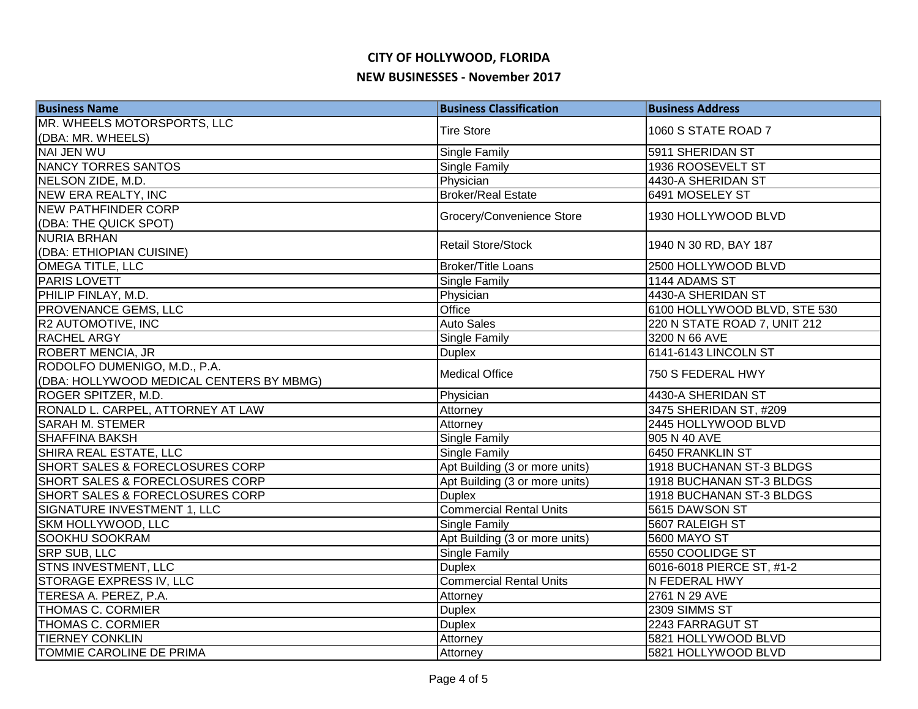# CITY OF HOLLYWOOD, FLORIDA

## NEW BUSINESSES - November 2017

| Business Name | Business Classification | Business Address |
|---|---|---|
| MR. WHEELS MOTORSPORTS, LLC (DBA: MR. WHEELS) | Tire Store | 1060 S STATE ROAD 7 |
| NAI JEN WU | Single Family | 5911 SHERIDAN ST |
| NANCY TORRES SANTOS | Single Family | 1936 ROOSEVELT ST |
| NELSON ZIDE, M.D. | Physician | 4430-A SHERIDAN ST |
| NEW ERA REALTY, INC | Broker/Real Estate | 6491 MOSELEY ST |
| NEW PATHFINDER CORP (DBA: THE QUICK SPOT) | Grocery/Convenience Store | 1930 HOLLYWOOD BLVD |
| NURIA BRHAN (DBA: ETHIOPIAN CUISINE) | Retail Store/Stock | 1940 N 30 RD, BAY 187 |
| OMEGA TITLE, LLC | Broker/Title Loans | 2500 HOLLYWOOD BLVD |
| PARIS LOVETT | Single Family | 1144 ADAMS ST |
| PHILIP FINLAY, M.D. | Physician | 4430-A SHERIDAN ST |
| PROVENANCE GEMS, LLC | Office | 6100 HOLLYWOOD BLVD, STE 530 |
| R2 AUTOMOTIVE, INC | Auto Sales | 220 N STATE ROAD 7, UNIT 212 |
| RACHEL ARGY | Single Family | 3200 N 66 AVE |
| ROBERT MENCIA, JR | Duplex | 6141-6143 LINCOLN ST |
| RODOLFO DUMENIGO, M.D., P.A. (DBA: HOLLYWOOD MEDICAL CENTERS BY MBMG) | Medical Office | 750 S FEDERAL HWY |
| ROGER SPITZER, M.D. | Physician | 4430-A SHERIDAN ST |
| RONALD L. CARPEL, ATTORNEY AT LAW | Attorney | 3475 SHERIDAN ST, #209 |
| SARAH M. STEMER | Attorney | 2445 HOLLYWOOD BLVD |
| SHAFFINA BAKSH | Single Family | 905 N 40 AVE |
| SHIRA REAL ESTATE, LLC | Single Family | 6450 FRANKLIN ST |
| SHORT SALES & FORECLOSURES CORP | Apt Building (3 or more units) | 1918 BUCHANAN ST-3 BLDGS |
| SHORT SALES & FORECLOSURES CORP | Apt Building (3 or more units) | 1918 BUCHANAN ST-3 BLDGS |
| SHORT SALES & FORECLOSURES CORP | Duplex | 1918 BUCHANAN ST-3 BLDGS |
| SIGNATURE INVESTMENT 1, LLC | Commercial Rental Units | 5615 DAWSON ST |
| SKM HOLLYWOOD, LLC | Single Family | 5607 RALEIGH ST |
| SOOKHU SOOKRAM | Apt Building (3 or more units) | 5600 MAYO ST |
| SRP SUB, LLC | Single Family | 6550 COOLIDGE ST |
| STNS INVESTMENT, LLC | Duplex | 6016-6018 PIERCE ST, #1-2 |
| STORAGE EXPRESS IV, LLC | Commercial Rental Units | N FEDERAL HWY |
| TERESA A. PEREZ, P.A. | Attorney | 2761 N 29 AVE |
| THOMAS C. CORMIER | Duplex | 2309 SIMMS ST |
| THOMAS C. CORMIER | Duplex | 2243 FARRAGUT ST |
| TIERNEY CONKLIN | Attorney | 5821 HOLLYWOOD BLVD |
| TOMMIE CAROLINE DE PRIMA | Attorney | 5821 HOLLYWOOD BLVD |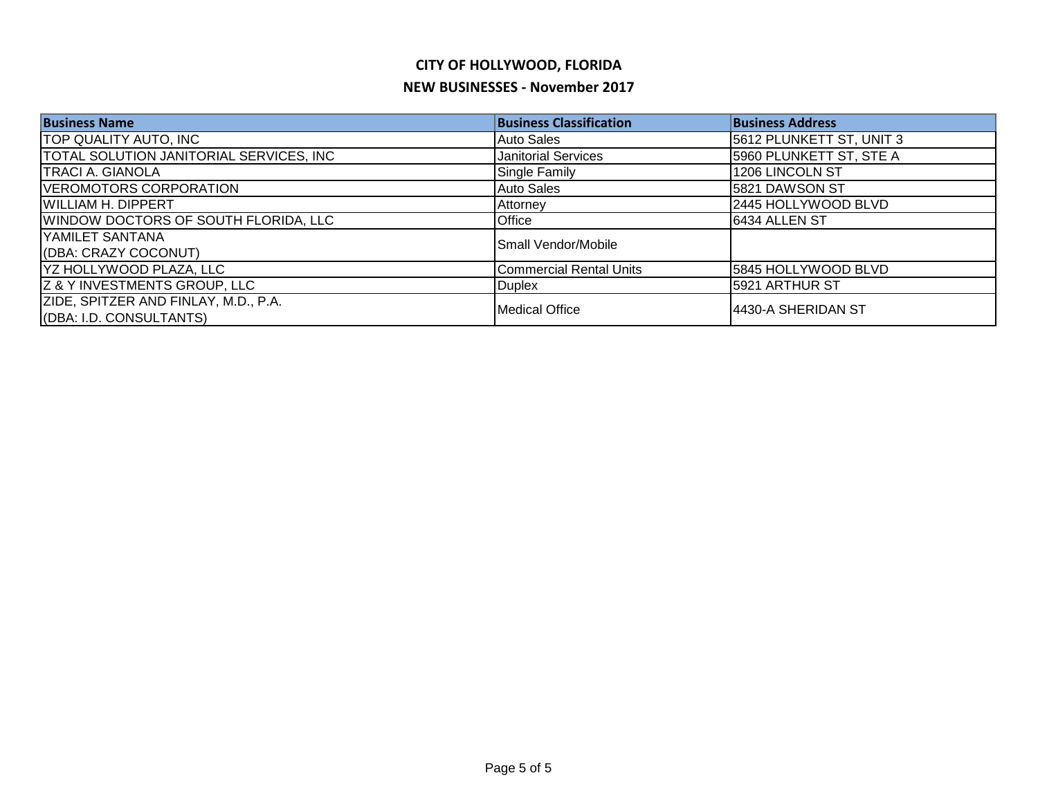# CITY OF HOLLYWOOD, FLORIDA

## NEW BUSINESSES - November 2017

| Business Name | Business Classification | Business Address |
|---|---|---|
| TOP QUALITY AUTO, INC | Auto Sales | 5612 PLUNKETT ST, UNIT 3 |
| TOTAL SOLUTION JANITORIAL SERVICES, INC | Janitorial Services | 5960 PLUNKETT ST, STE A |
| TRACI A. GIANOLA | Single Family | 1206 LINCOLN ST |
| VEROMOTORS CORPORATION | Auto Sales | 5821 DAWSON ST |
| WILLIAM H. DIPPERT | Attorney | 2445 HOLLYWOOD BLVD |
| WINDOW DOCTORS OF SOUTH FLORIDA, LLC | Office | 6434 ALLEN ST |
| YAMILET SANTANA (DBA: CRAZY COCONUT) | Small Vendor/Mobile | |
| YZ HOLLYWOOD PLAZA, LLC | Commercial Rental Units | 5845 HOLLYWOOD BLVD |
| Z & Y INVESTMENTS GROUP, LLC | Duplex | 5921 ARTHUR ST |
| ZIDE, SPITZER AND FINLAY, M.D., P.A. (DBA: I.D. CONSULTANTS) | Medical Office | 4430-A SHERIDAN ST |